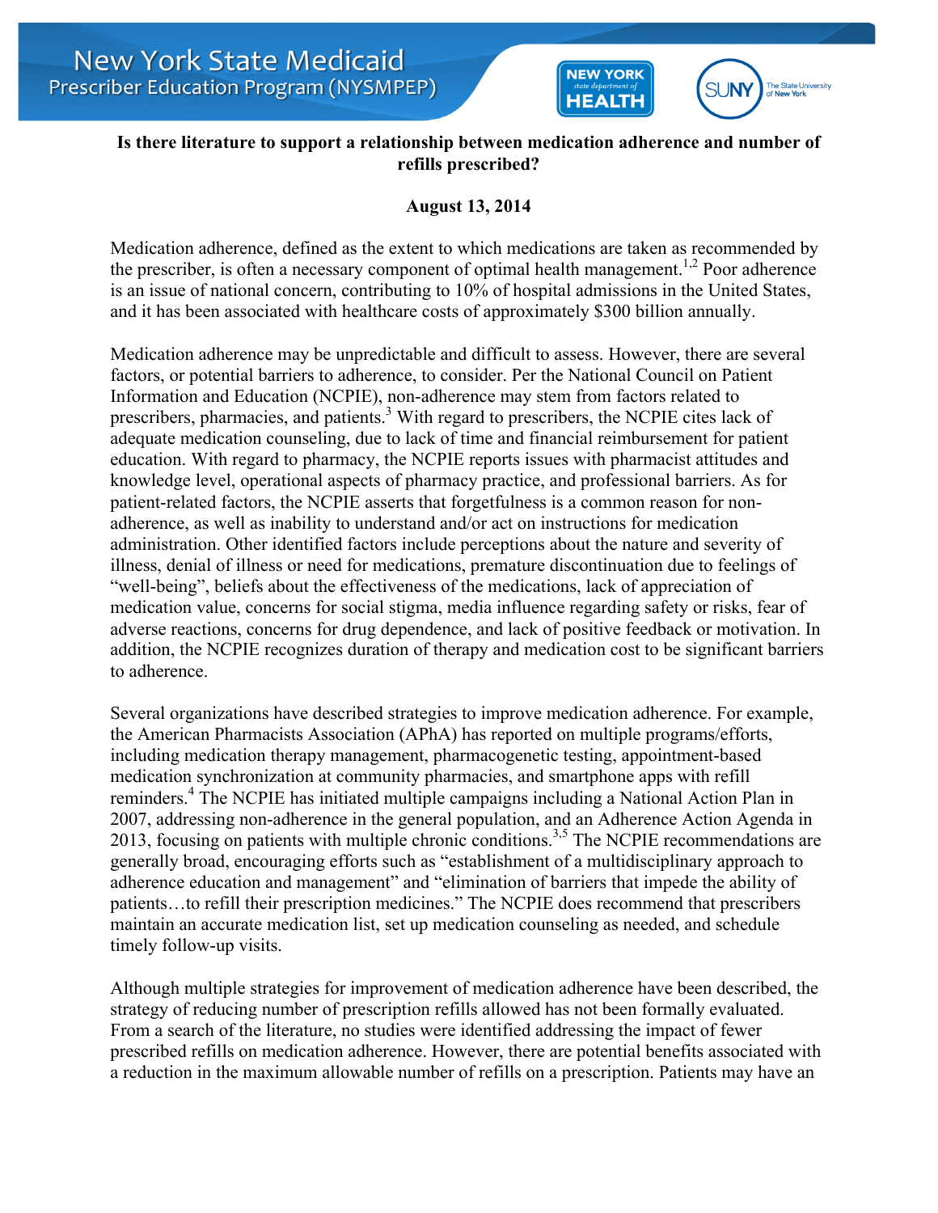# Is there literature to support a relationship between medication adherence and number of refills prescribed?

**August 13, 2014**

Medication adherence, defined as the extent to which medications are taken as recommended by the prescriber, is often a necessary component of optimal health management.[1,2] Poor adherence is an issue of national concern, contributing to 10% of hospital admissions in the United States, and it has been associated with healthcare costs of approximately $300 billion annually.

Medication adherence may be unpredictable and difficult to assess. However, there are several factors, or potential barriers to adherence, to consider. Per the National Council on Patient Information and Education (NCPIE), non-adherence may stem from factors related to prescribers, pharmacies, and patients.[3] With regard to prescribers, the NCPIE cites lack of adequate medication counseling, due to lack of time and financial reimbursement for patient education. With regard to pharmacy, the NCPIE reports issues with pharmacist attitudes and knowledge level, operational aspects of pharmacy practice, and professional barriers. As for patient-related factors, the NCPIE asserts that forgetfulness is a common reason for non-adherence, as well as inability to understand and/or act on instructions for medication administration. Other identified factors include perceptions about the nature and severity of illness, denial of illness or need for medications, premature discontinuation due to feelings of "well-being", beliefs about the effectiveness of the medications, lack of appreciation of medication value, concerns for social stigma, media influence regarding safety or risks, fear of adverse reactions, concerns for drug dependence, and lack of positive feedback or motivation. In addition, the NCPIE recognizes duration of therapy and medication cost to be significant barriers to adherence.

Several organizations have described strategies to improve medication adherence. For example, the American Pharmacists Association (APhA) has reported on multiple programs/efforts, including medication therapy management, pharmacogenetic testing, appointment-based medication synchronization at community pharmacies, and smartphone apps with refill reminders.[4] The NCPIE has initiated multiple campaigns including a National Action Plan in 2007, addressing non-adherence in the general population, and an Adherence Action Agenda in 2013, focusing on patients with multiple chronic conditions.[3,5] The NCPIE recommendations are generally broad, encouraging efforts such as "establishment of a multidisciplinary approach to adherence education and management" and "elimination of barriers that impede the ability of patients…to refill their prescription medicines." The NCPIE does recommend that prescribers maintain an accurate medication list, set up medication counseling as needed, and schedule timely follow-up visits.

Although multiple strategies for improvement of medication adherence have been described, the strategy of reducing number of prescription refills allowed has not been formally evaluated. From a search of the literature, no studies were identified addressing the impact of fewer prescribed refills on medication adherence. However, there are potential benefits associated with a reduction in the maximum allowable number of refills on a prescription. Patients may have an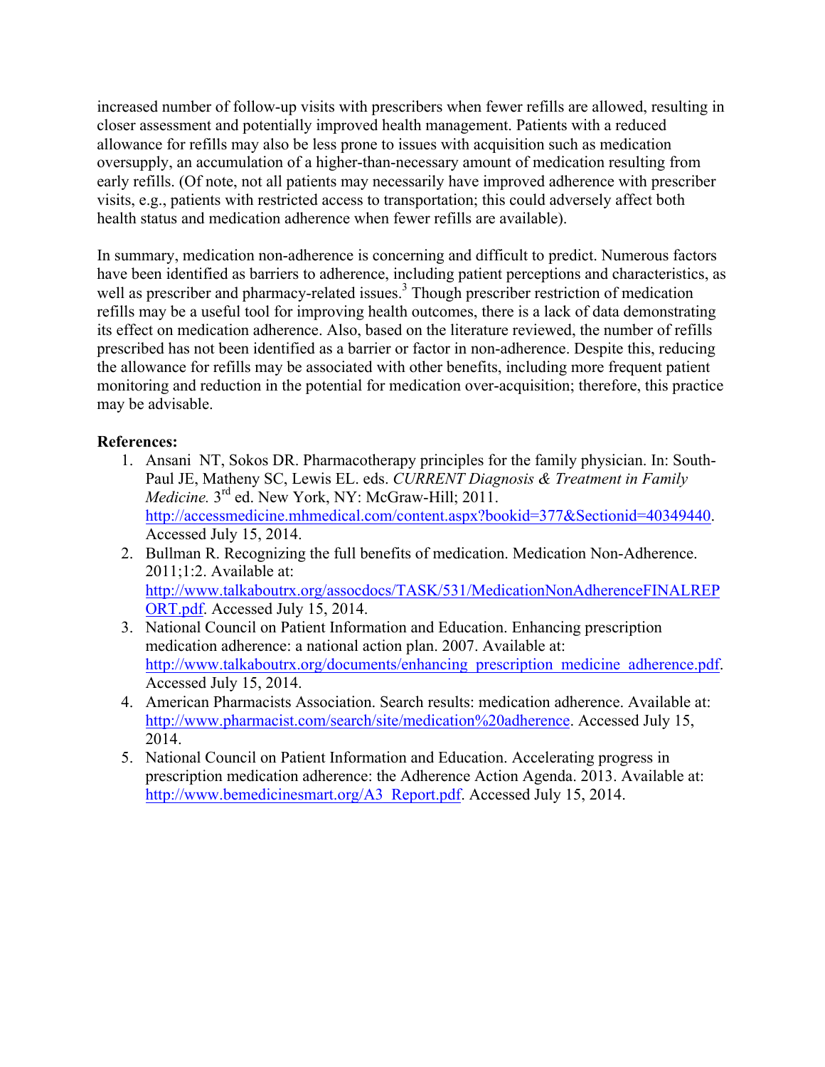increased number of follow-up visits with prescribers when fewer refills are allowed, resulting in closer assessment and potentially improved health management. Patients with a reduced allowance for refills may also be less prone to issues with acquisition such as medication oversupply, an accumulation of a higher-than-necessary amount of medication resulting from early refills. (Of note, not all patients may necessarily have improved adherence with prescriber visits, e.g., patients with restricted access to transportation; this could adversely affect both health status and medication adherence when fewer refills are available).

In summary, medication non-adherence is concerning and difficult to predict. Numerous factors have been identified as barriers to adherence, including patient perceptions and characteristics, as well as prescriber and pharmacy-related issues.[3] Though prescriber restriction of medication refills may be a useful tool for improving health outcomes, there is a lack of data demonstrating its effect on medication adherence. Also, based on the literature reviewed, the number of refills prescribed has not been identified as a barrier or factor in non-adherence. Despite this, reducing the allowance for refills may be associated with other benefits, including more frequent patient monitoring and reduction in the potential for medication over-acquisition; therefore, this practice may be advisable.

**References:**

1. Ansani NT, Sokos DR. Pharmacotherapy principles for the family physician. In: South-Paul JE, Matheny SC, Lewis EL. eds. *CURRENT Diagnosis & Treatment in Family Medicine.* 3rd ed. New York, NY: McGraw-Hill; 2011. http://accessmedicine.mhmedical.com/content.aspx?bookid=377&Sectionid=40349440. Accessed July 15, 2014.
2. Bullman R. Recognizing the full benefits of medication. Medication Non-Adherence. 2011;1:2. Available at: http://www.talkaboutrx.org/assocdocs/TASK/531/MedicationNonAdherenceFINALREPORT.pdf. Accessed July 15, 2014.
3. National Council on Patient Information and Education. Enhancing prescription medication adherence: a national action plan. 2007. Available at: http://www.talkaboutrx.org/documents/enhancing_prescription_medicine_adherence.pdf. Accessed July 15, 2014.
4. American Pharmacists Association. Search results: medication adherence. Available at: http://www.pharmacist.com/search/site/medication%20adherence. Accessed July 15, 2014.
5. National Council on Patient Information and Education. Accelerating progress in prescription medication adherence: the Adherence Action Agenda. 2013. Available at: http://www.bemedicinesmart.org/A3_Report.pdf. Accessed July 15, 2014.